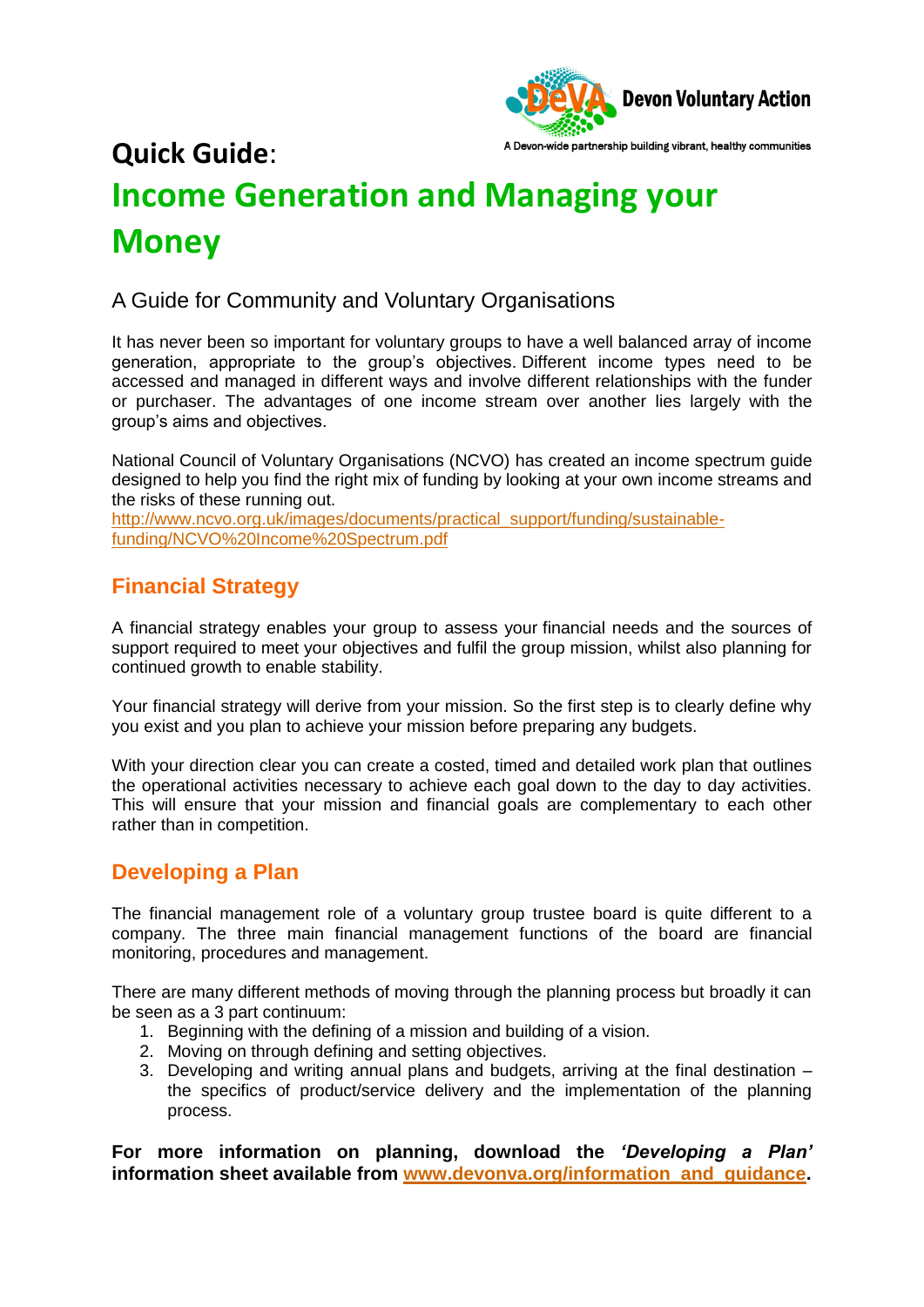Devon Voluntary Action

A Devon-wide partnership building vibrant, healthy communities

# Quick Guide: Income Generation and Managing your Money

## A Guide for Community and Voluntary Organisations

It has never been so important for voluntary groups to have a well balanced array of income generation, appropriate to the group's objectives. Different income types need to be accessed and managed in different ways and involve different relationships with the funder or purchaser. The advantages of one income stream over another lies largely with the group's aims and objectives.

National Council of Voluntary Organisations (NCVO) has created an income spectrum guide designed to help you find the right mix of funding by looking at your own income streams and the risks of these running out.
http://www.ncvo.org.uk/images/documents/practical_support/funding/sustainable-funding/NCVO%20Income%20Spectrum.pdf

## Financial Strategy

A financial strategy enables your group to assess your financial needs and the sources of support required to meet your objectives and fulfil the group mission, whilst also planning for continued growth to enable stability.

Your financial strategy will derive from your mission. So the first step is to clearly define why you exist and you plan to achieve your mission before preparing any budgets.

With your direction clear you can create a costed, timed and detailed work plan that outlines the operational activities necessary to achieve each goal down to the day to day activities. This will ensure that your mission and financial goals are complementary to each other rather than in competition.

## Developing a Plan

The financial management role of a voluntary group trustee board is quite different to a company. The three main financial management functions of the board are financial monitoring, procedures and management.

There are many different methods of moving through the planning process but broadly it can be seen as a 3 part continuum:

1. Beginning with the defining of a mission and building of a vision.
2. Moving on through defining and setting objectives.
3. Developing and writing annual plans and budgets, arriving at the final destination – the specifics of product/service delivery and the implementation of the planning process.

**For more information on planning, download the *'Developing a Plan'* information sheet available from www.devonva.org/information_and_guidance.**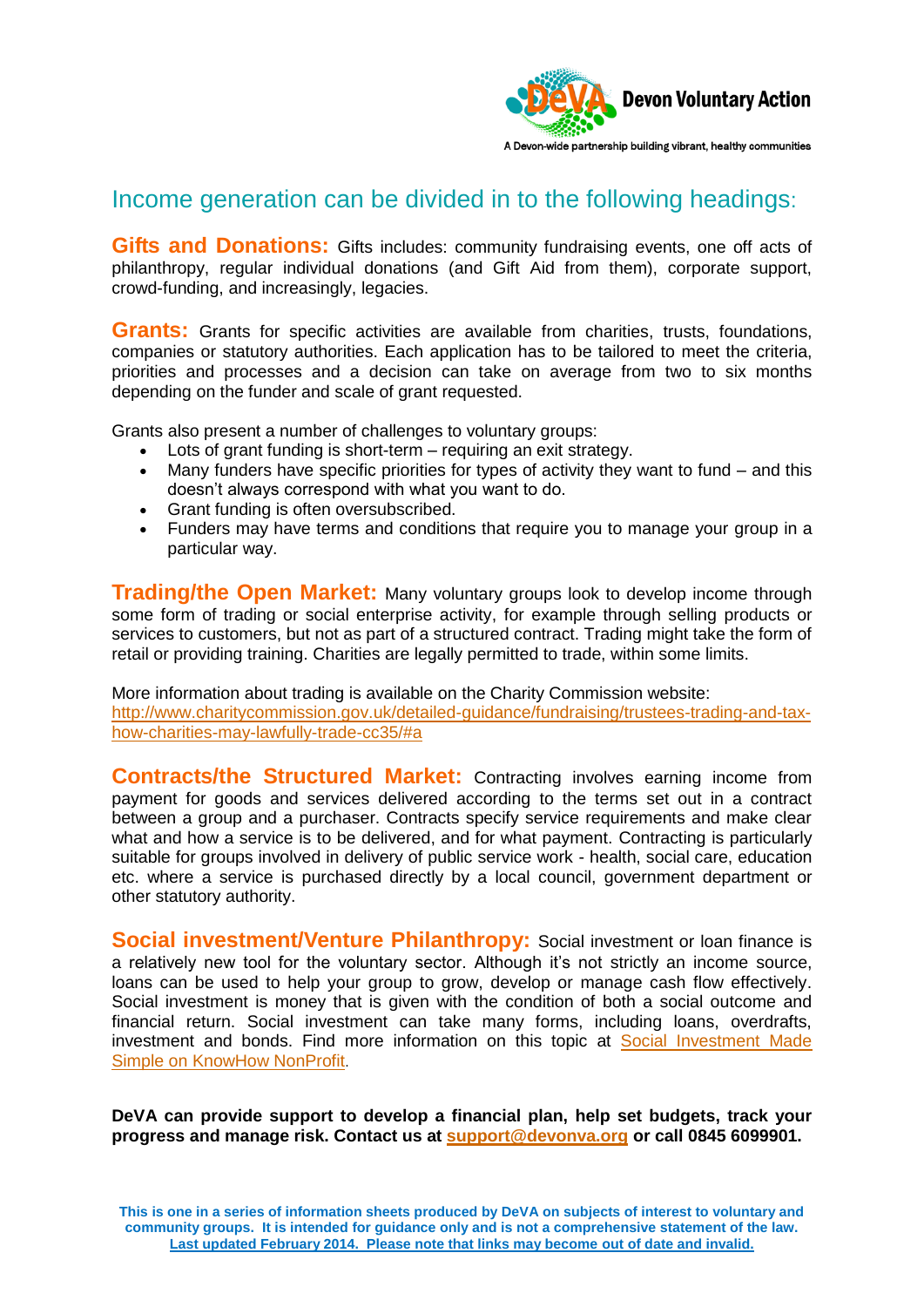## Income generation can be divided in to the following headings:

**Gifts and Donations:** Gifts includes: community fundraising events, one off acts of philanthropy, regular individual donations (and Gift Aid from them), corporate support, crowd-funding, and increasingly, legacies.

**Grants:** Grants for specific activities are available from charities, trusts, foundations, companies or statutory authorities. Each application has to be tailored to meet the criteria, priorities and processes and a decision can take on average from two to six months depending on the funder and scale of grant requested.

Grants also present a number of challenges to voluntary groups:

- Lots of grant funding is short-term – requiring an exit strategy.
- Many funders have specific priorities for types of activity they want to fund – and this doesn't always correspond with what you want to do.
- Grant funding is often oversubscribed.
- Funders may have terms and conditions that require you to manage your group in a particular way.

**Trading/the Open Market:** Many voluntary groups look to develop income through some form of trading or social enterprise activity, for example through selling products or services to customers, but not as part of a structured contract. Trading might take the form of retail or providing training. Charities are legally permitted to trade, within some limits.

More information about trading is available on the Charity Commission website:
[http://www.charitycommission.gov.uk/detailed-guidance/fundraising/trustees-trading-and-tax-how-charities-may-lawfully-trade-cc35/#a](http://www.charitycommission.gov.uk/detailed-guidance/fundraising/trustees-trading-and-tax-how-charities-may-lawfully-trade-cc35/#a)

**Contracts/the Structured Market:** Contracting involves earning income from payment for goods and services delivered according to the terms set out in a contract between a group and a purchaser. Contracts specify service requirements and make clear what and how a service is to be delivered, and for what payment. Contracting is particularly suitable for groups involved in delivery of public service work - health, social care, education etc. where a service is purchased directly by a local council, government department or other statutory authority.

**Social investment/Venture Philanthropy:** Social investment or loan finance is a relatively new tool for the voluntary sector. Although it's not strictly an income source, loans can be used to help your group to grow, develop or manage cash flow effectively. Social investment is money that is given with the condition of both a social outcome and financial return. Social investment can take many forms, including loans, overdrafts, investment and bonds. Find more information on this topic at Social Investment Made Simple on KnowHow NonProfit.

**DeVA can provide support to develop a financial plan, help set budgets, track your progress and manage risk. Contact us at support@devonva.org or call 0845 6099901.**

**This is one in a series of information sheets produced by DeVA on subjects of interest to voluntary and community groups. It is intended for guidance only and is not a comprehensive statement of the law. Last updated February 2014. Please note that links may become out of date and invalid.**